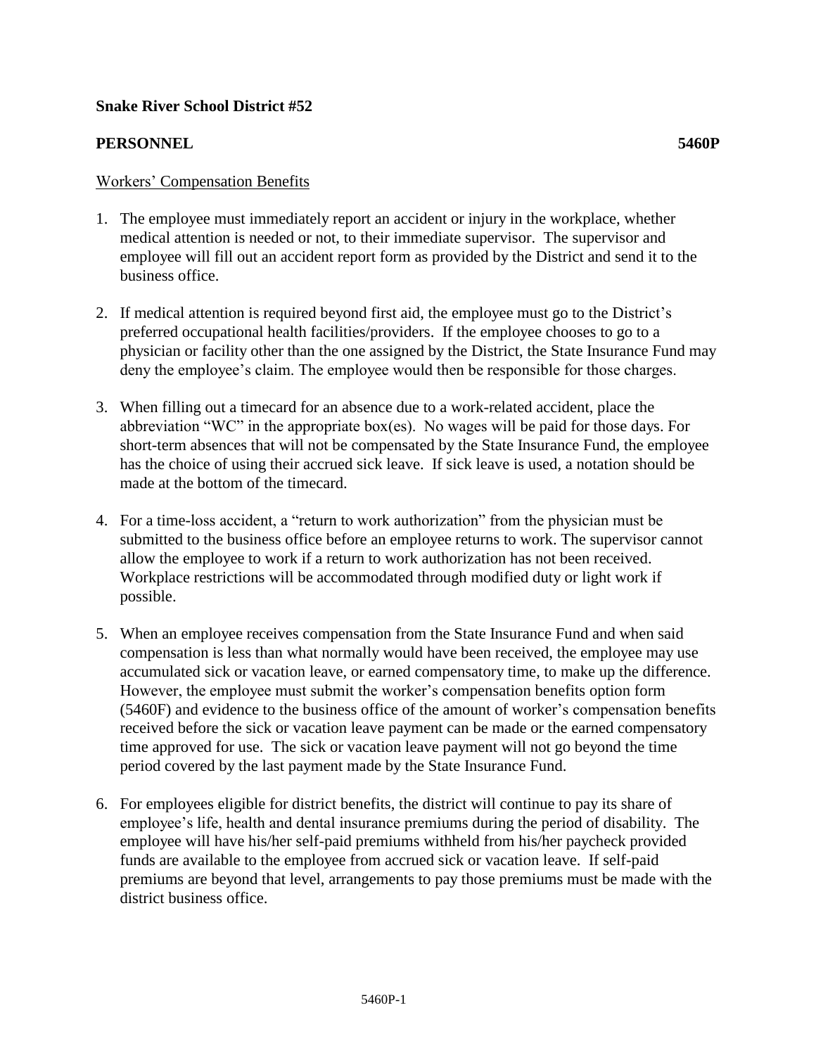**Snake River School District #52**

**PERSONNEL** **5460P**

Workers' Compensation Benefits

1. The employee must immediately report an accident or injury in the workplace, whether medical attention is needed or not, to their immediate supervisor. The supervisor and employee will fill out an accident report form as provided by the District and send it to the business office.

2. If medical attention is required beyond first aid, the employee must go to the District's preferred occupational health facilities/providers. If the employee chooses to go to a physician or facility other than the one assigned by the District, the State Insurance Fund may deny the employee's claim. The employee would then be responsible for those charges.

3. When filling out a timecard for an absence due to a work-related accident, place the abbreviation "WC" in the appropriate box(es). No wages will be paid for those days. For short-term absences that will not be compensated by the State Insurance Fund, the employee has the choice of using their accrued sick leave. If sick leave is used, a notation should be made at the bottom of the timecard.

4. For a time-loss accident, a "return to work authorization" from the physician must be submitted to the business office before an employee returns to work. The supervisor cannot allow the employee to work if a return to work authorization has not been received. Workplace restrictions will be accommodated through modified duty or light work if possible.

5. When an employee receives compensation from the State Insurance Fund and when said compensation is less than what normally would have been received, the employee may use accumulated sick or vacation leave, or earned compensatory time, to make up the difference. However, the employee must submit the worker's compensation benefits option form (5460F) and evidence to the business office of the amount of worker's compensation benefits received before the sick or vacation leave payment can be made or the earned compensatory time approved for use. The sick or vacation leave payment will not go beyond the time period covered by the last payment made by the State Insurance Fund.

6. For employees eligible for district benefits, the district will continue to pay its share of employee's life, health and dental insurance premiums during the period of disability. The employee will have his/her self-paid premiums withheld from his/her paycheck provided funds are available to the employee from accrued sick or vacation leave. If self-paid premiums are beyond that level, arrangements to pay those premiums must be made with the district business office.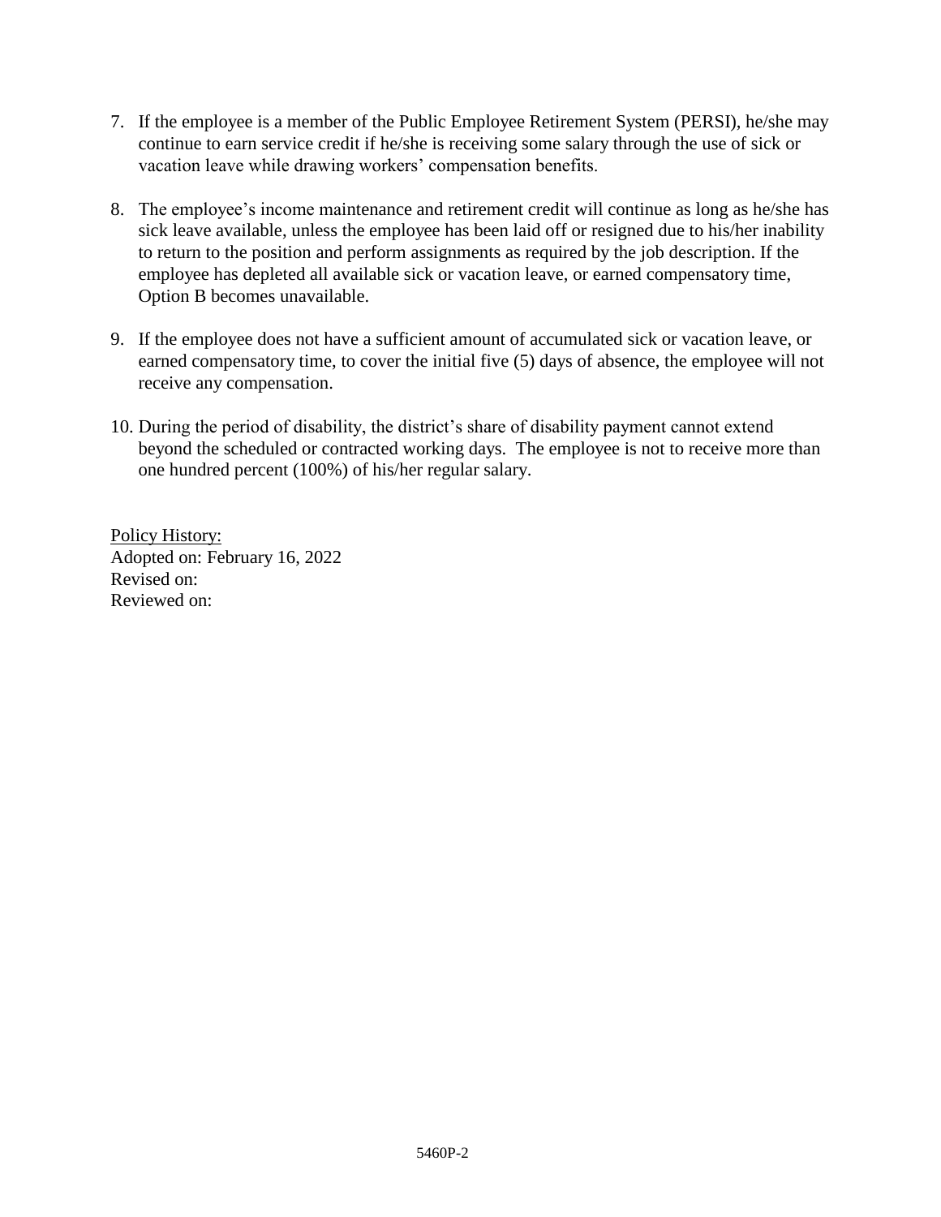7. If the employee is a member of the Public Employee Retirement System (PERSI), he/she may continue to earn service credit if he/she is receiving some salary through the use of sick or vacation leave while drawing workers' compensation benefits.

8. The employee's income maintenance and retirement credit will continue as long as he/she has sick leave available, unless the employee has been laid off or resigned due to his/her inability to return to the position and perform assignments as required by the job description. If the employee has depleted all available sick or vacation leave, or earned compensatory time, Option B becomes unavailable.

9. If the employee does not have a sufficient amount of accumulated sick or vacation leave, or earned compensatory time, to cover the initial five (5) days of absence, the employee will not receive any compensation.

10. During the period of disability, the district's share of disability payment cannot extend beyond the scheduled or contracted working days. The employee is not to receive more than one hundred percent (100%) of his/her regular salary.

<u>Policy History:</u>
Adopted on: February 16, 2022
Revised on:
Reviewed on: